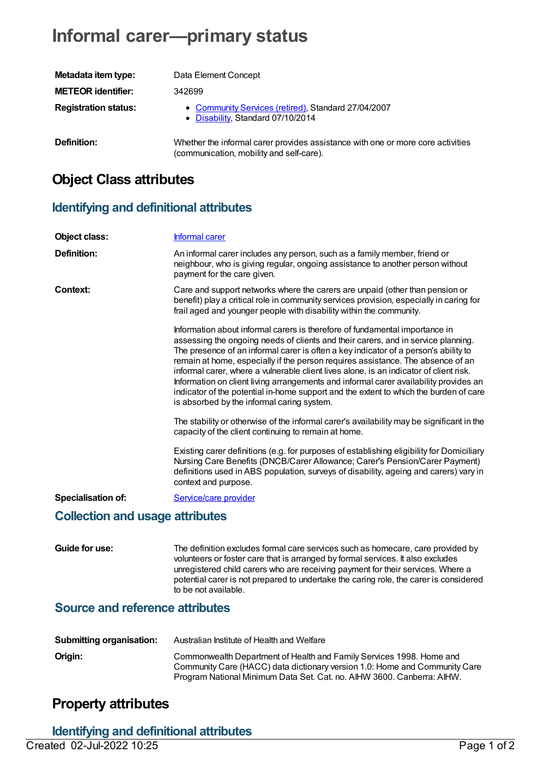# Informal carer—primary status

| | |
|---|---|
| **Metadata item type:** | Data Element Concept |
| **METEOR identifier:** | 342699 |
| **Registration status:** | • Community Services (retired), Standard 27/04/2007<br>• Disability, Standard 07/10/2014 |
| **Definition:** | Whether the informal carer provides assistance with one or more core activities (communication, mobility and self-care). |

## Object Class attributes

### Identifying and definitional attributes

**Object class:** Informal carer

**Definition:** An informal carer includes any person, such as a family member, friend or neighbour, who is giving regular, ongoing assistance to another person without payment for the care given.

**Context:** Care and support networks where the carers are unpaid (other than pension or benefit) play a critical role in community services provision, especially in caring for frail aged and younger people with disability within the community.

Information about informal carers is therefore of fundamental importance in assessing the ongoing needs of clients and their carers, and in service planning. The presence of an informal carer is often a key indicator of a person's ability to remain at home, especially if the person requires assistance. The absence of an informal carer, where a vulnerable client lives alone, is an indicator of client risk. Information on client living arrangements and informal carer availability provides an indicator of the potential in-home support and the extent to which the burden of care is absorbed by the informal caring system.

The stability or otherwise of the informal carer's availability may be significant in the capacity of the client continuing to remain at home.

Existing carer definitions (e.g. for purposes of establishing eligibility for Domiciliary Nursing Care Benefits (DNCB/Carer Allowance; Carer's Pension/Carer Payment) definitions used in ABS population, surveys of disability, ageing and carers) vary in context and purpose.

**Specialisation of:** Service/care provider

### Collection and usage attributes

**Guide for use:** The definition excludes formal care services such as homecare, care provided by volunteers or foster care that is arranged by formal services. It also excludes unregistered child carers who are receiving payment for their services. Where a potential carer is not prepared to undertake the caring role, the carer is considered to be not available.

### Source and reference attributes

**Submitting organisation:** Australian Institute of Health and Welfare

**Origin:** Commonwealth Department of Health and Family Services 1998. Home and Community Care (HACC) data dictionary version 1.0: Home and Community Care Program National Minimum Data Set. Cat. no. AIHW 3600. Canberra: AIHW.

## Property attributes

### Identifying and definitional attributes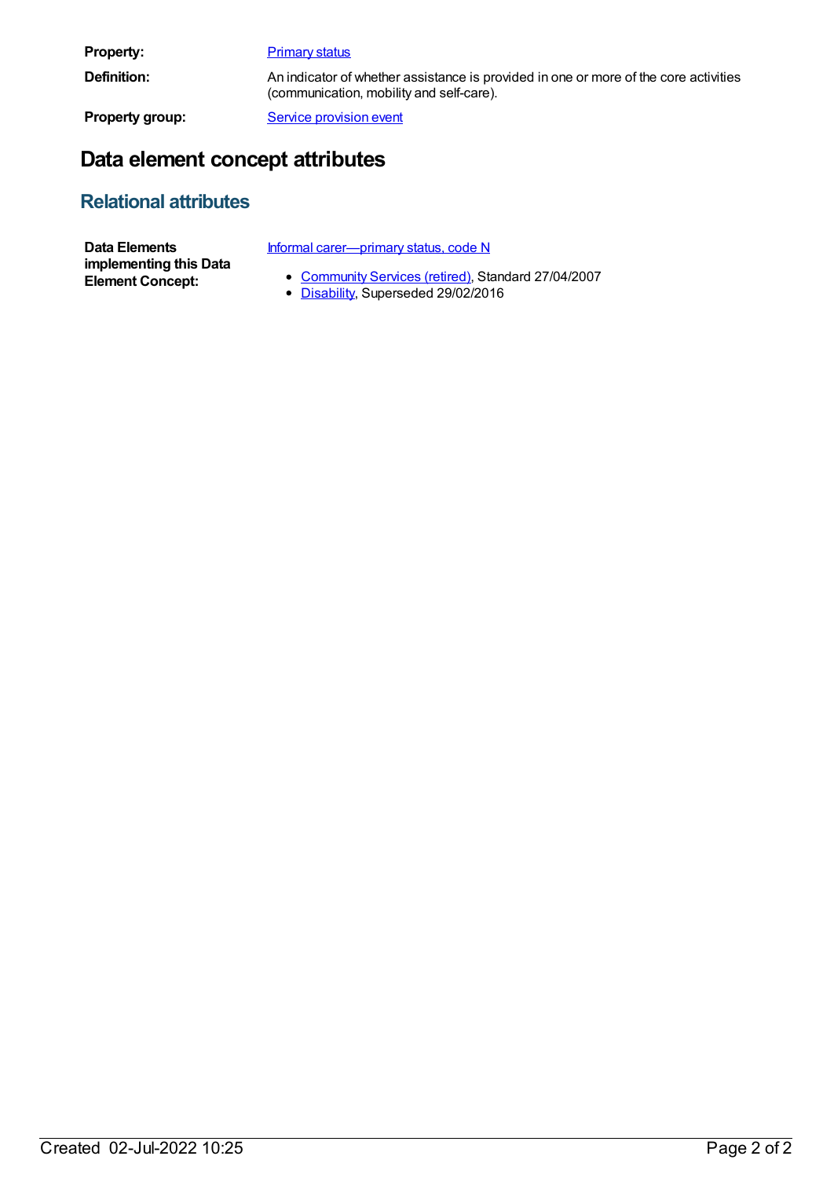**Property:** Primary status

**Definition:** An indicator of whether assistance is provided in one or more of the core activities (communication, mobility and self-care).

**Property group:** Service provision event

# Data element concept attributes

## Relational attributes

**Data Elements implementing this Data Element Concept:** Informal carer—primary status, code N

- Community Services (retired), Standard 27/04/2007
- Disability, Superseded 29/02/2016